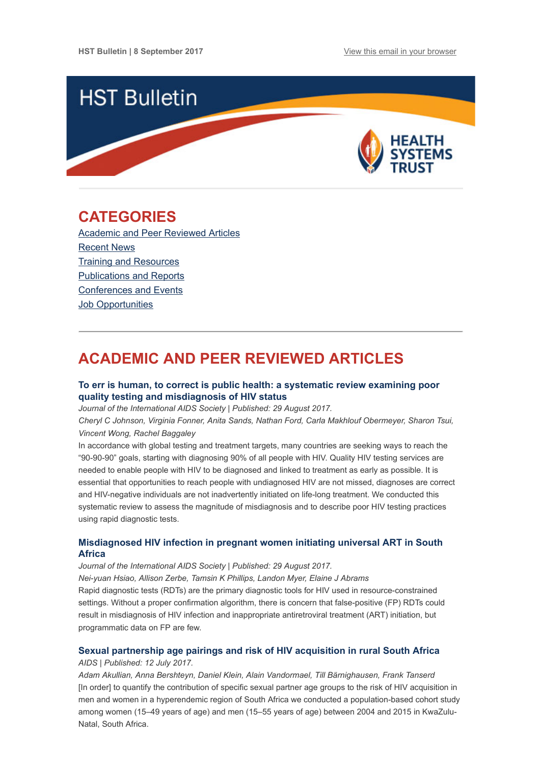HST Bulletin | 8 September 2017

View this email in your browser

# HST Bulletin

HEALTH SYSTEMS TRUST

## CATEGORIES

Academic and Peer Reviewed Articles
Recent News
Training and Resources
Publications and Reports
Conferences and Events
Job Opportunities

## ACADEMIC AND PEER REVIEWED ARTICLES

### To err is human, to correct is public health: a systematic review examining poor quality testing and misdiagnosis of HIV status

*Journal of the International AIDS Society | Published: 29 August 2017.*

*Cheryl C Johnson, Virginia Fonner, Anita Sands, Nathan Ford, Carla Makhlouf Obermeyer, Sharon Tsui, Vincent Wong, Rachel Baggaley*

In accordance with global testing and treatment targets, many countries are seeking ways to reach the "90-90-90" goals, starting with diagnosing 90% of all people with HIV. Quality HIV testing services are needed to enable people with HIV to be diagnosed and linked to treatment as early as possible. It is essential that opportunities to reach people with undiagnosed HIV are not missed, diagnoses are correct and HIV-negative individuals are not inadvertently initiated on life-long treatment. We conducted this systematic review to assess the magnitude of misdiagnosis and to describe poor HIV testing practices using rapid diagnostic tests.

### Misdiagnosed HIV infection in pregnant women initiating universal ART in South Africa

*Journal of the International AIDS Society | Published: 29 August 2017.*

*Nei-yuan Hsiao, Allison Zerbe, Tamsin K Phillips, Landon Myer, Elaine J Abrams*

Rapid diagnostic tests (RDTs) are the primary diagnostic tools for HIV used in resource-constrained settings. Without a proper confirmation algorithm, there is concern that false-positive (FP) RDTs could result in misdiagnosis of HIV infection and inappropriate antiretroviral treatment (ART) initiation, but programmatic data on FP are few.

### Sexual partnership age pairings and risk of HIV acquisition in rural South Africa

*AIDS | Published: 12 July 2017.*

*Adam Akullian, Anna Bershteyn, Daniel Klein, Alain Vandormael, Till Bärnighausen, Frank Tanserd*

[In order] to quantify the contribution of specific sexual partner age groups to the risk of HIV acquisition in men and women in a hyperendemic region of South Africa we conducted a population-based cohort study among women (15–49 years of age) and men (15–55 years of age) between 2004 and 2015 in KwaZulu-Natal, South Africa.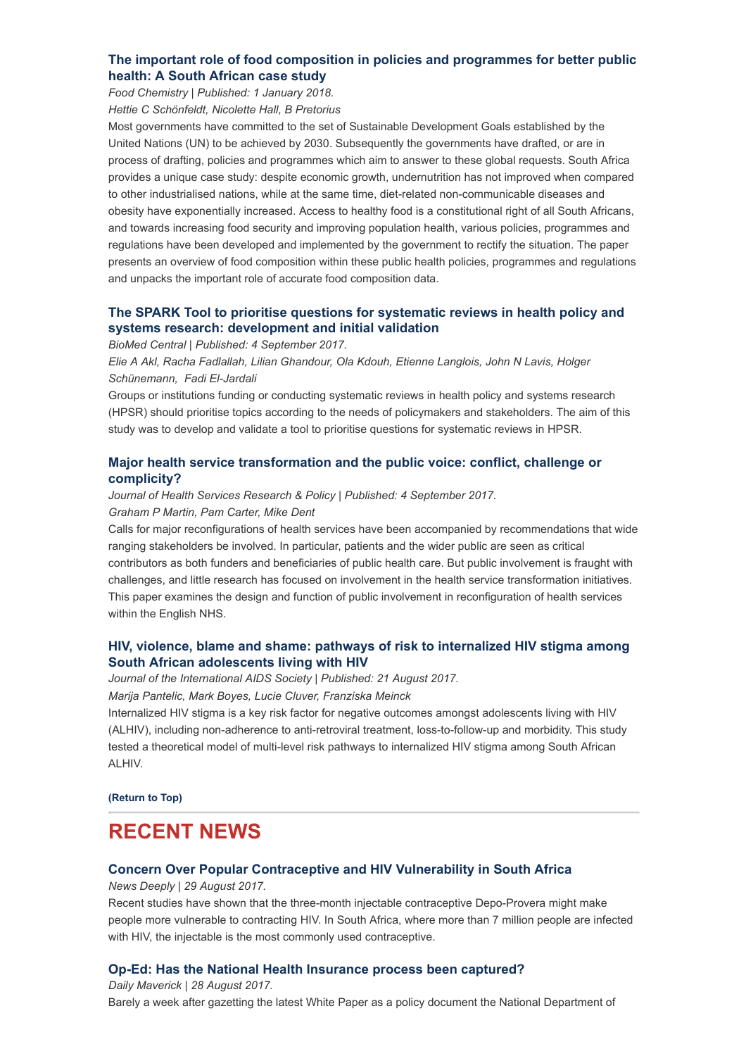### The important role of food composition in policies and programmes for better public health: A South African case study

*Food Chemistry | Published: 1 January 2018.*

*Hettie C Schönfeldt, Nicolette Hall, B Pretorius*

Most governments have committed to the set of Sustainable Development Goals established by the United Nations (UN) to be achieved by 2030. Subsequently the governments have drafted, or are in process of drafting, policies and programmes which aim to answer to these global requests. South Africa provides a unique case study: despite economic growth, undernutrition has not improved when compared to other industrialised nations, while at the same time, diet-related non-communicable diseases and obesity have exponentially increased. Access to healthy food is a constitutional right of all South Africans, and towards increasing food security and improving population health, various policies, programmes and regulations have been developed and implemented by the government to rectify the situation. The paper presents an overview of food composition within these public health policies, programmes and regulations and unpacks the important role of accurate food composition data.

### The SPARK Tool to prioritise questions for systematic reviews in health policy and systems research: development and initial validation

*BioMed Central | Published: 4 September 2017.*

*Elie A Akl, Racha Fadlallah, Lilian Ghandour, Ola Kdouh, Etienne Langlois, John N Lavis, Holger Schünemann, Fadi El-Jardali*

Groups or institutions funding or conducting systematic reviews in health policy and systems research (HPSR) should prioritise topics according to the needs of policymakers and stakeholders. The aim of this study was to develop and validate a tool to prioritise questions for systematic reviews in HPSR.

### Major health service transformation and the public voice: conflict, challenge or complicity?

*Journal of Health Services Research & Policy | Published: 4 September 2017.*

*Graham P Martin, Pam Carter, Mike Dent*

Calls for major reconfigurations of health services have been accompanied by recommendations that wide ranging stakeholders be involved. In particular, patients and the wider public are seen as critical contributors as both funders and beneficiaries of public health care. But public involvement is fraught with challenges, and little research has focused on involvement in the health service transformation initiatives. This paper examines the design and function of public involvement in reconfiguration of health services within the English NHS.

### HIV, violence, blame and shame: pathways of risk to internalized HIV stigma among South African adolescents living with HIV

*Journal of the International AIDS Society | Published: 21 August 2017.*

*Marija Pantelic, Mark Boyes, Lucie Cluver, Franziska Meinck*

Internalized HIV stigma is a key risk factor for negative outcomes amongst adolescents living with HIV (ALHIV), including non-adherence to anti-retroviral treatment, loss-to-follow-up and morbidity. This study tested a theoretical model of multi-level risk pathways to internalized HIV stigma among South African ALHIV.

**(Return to Top)**

---

## RECENT NEWS

### Concern Over Popular Contraceptive and HIV Vulnerability in South Africa

*News Deeply | 29 August 2017.*

Recent studies have shown that the three-month injectable contraceptive Depo-Provera might make people more vulnerable to contracting HIV. In South Africa, where more than 7 million people are infected with HIV, the injectable is the most commonly used contraceptive.

### Op-Ed: Has the National Health Insurance process been captured?

*Daily Maverick | 28 August 2017.*

Barely a week after gazetting the latest White Paper as a policy document the National Department of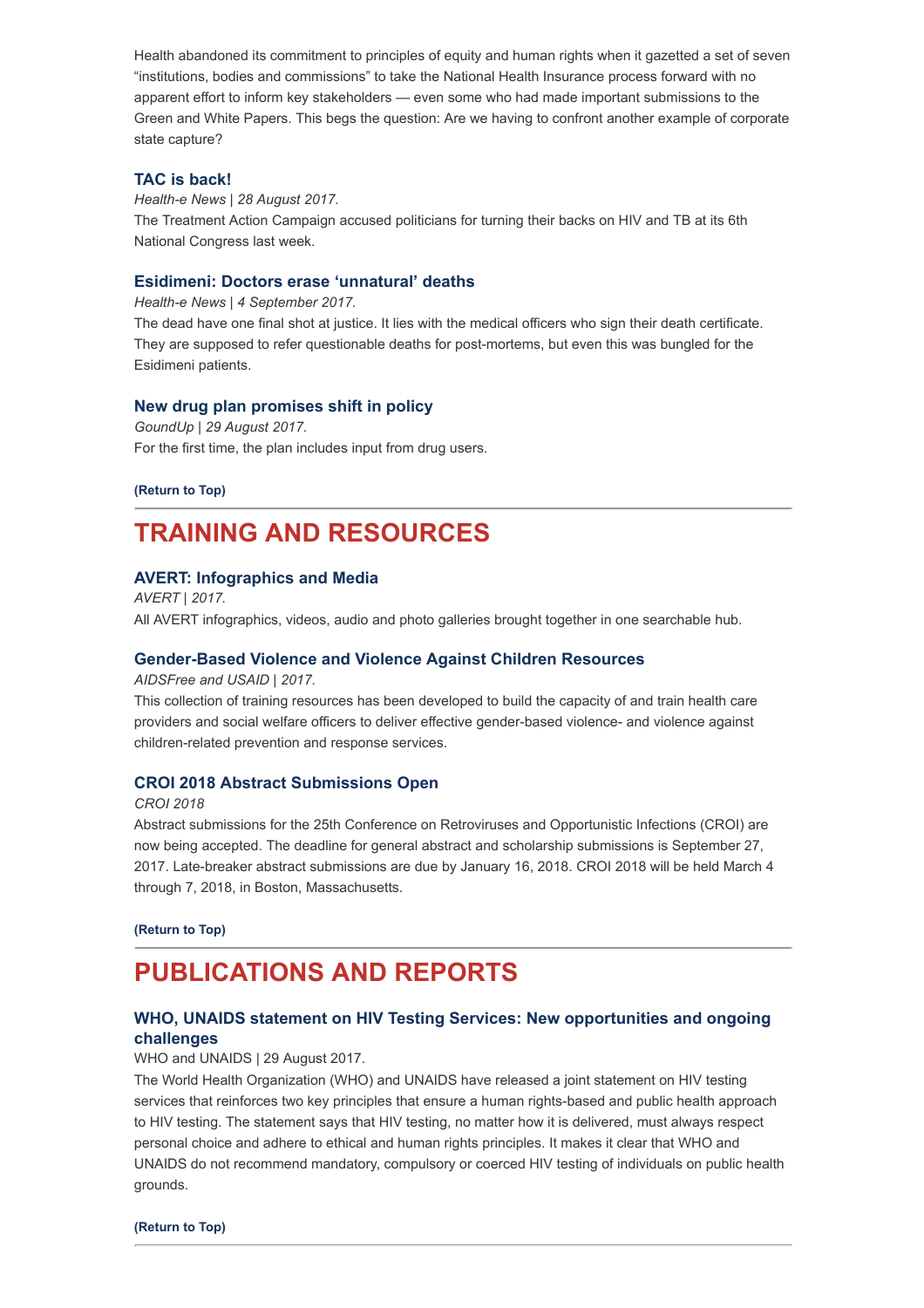Health abandoned its commitment to principles of equity and human rights when it gazetted a set of seven "institutions, bodies and commissions" to take the National Health Insurance process forward with no apparent effort to inform key stakeholders — even some who had made important submissions to the Green and White Papers. This begs the question: Are we having to confront another example of corporate state capture?

### TAC is back!

*Health-e News | 28 August 2017.*

The Treatment Action Campaign accused politicians for turning their backs on HIV and TB at its 6th National Congress last week.

### Esidimeni: Doctors erase 'unnatural' deaths

*Health-e News | 4 September 2017.*

The dead have one final shot at justice. It lies with the medical officers who sign their death certificate. They are supposed to refer questionable deaths for post-mortems, but even this was bungled for the Esidimeni patients.

### New drug plan promises shift in policy

*GoundUp | 29 August 2017.*

For the first time, the plan includes input from drug users.

**(Return to Top)**

## TRAINING AND RESOURCES

### AVERT: Infographics and Media

*AVERT | 2017.*

All AVERT infographics, videos, audio and photo galleries brought together in one searchable hub.

### Gender-Based Violence and Violence Against Children Resources

*AIDSFree and USAID | 2017.*

This collection of training resources has been developed to build the capacity of and train health care providers and social welfare officers to deliver effective gender-based violence- and violence against children-related prevention and response services.

### CROI 2018 Abstract Submissions Open

*CROI 2018*

Abstract submissions for the 25th Conference on Retroviruses and Opportunistic Infections (CROI) are now being accepted. The deadline for general abstract and scholarship submissions is September 27, 2017. Late-breaker abstract submissions are due by January 16, 2018. CROI 2018 will be held March 4 through 7, 2018, in Boston, Massachusetts.

**(Return to Top)**

## PUBLICATIONS AND REPORTS

### WHO, UNAIDS statement on HIV Testing Services: New opportunities and ongoing challenges

WHO and UNAIDS | 29 August 2017.

The World Health Organization (WHO) and UNAIDS have released a joint statement on HIV testing services that reinforces two key principles that ensure a human rights-based and public health approach to HIV testing. The statement says that HIV testing, no matter how it is delivered, must always respect personal choice and adhere to ethical and human rights principles. It makes it clear that WHO and UNAIDS do not recommend mandatory, compulsory or coerced HIV testing of individuals on public health grounds.

**(Return to Top)**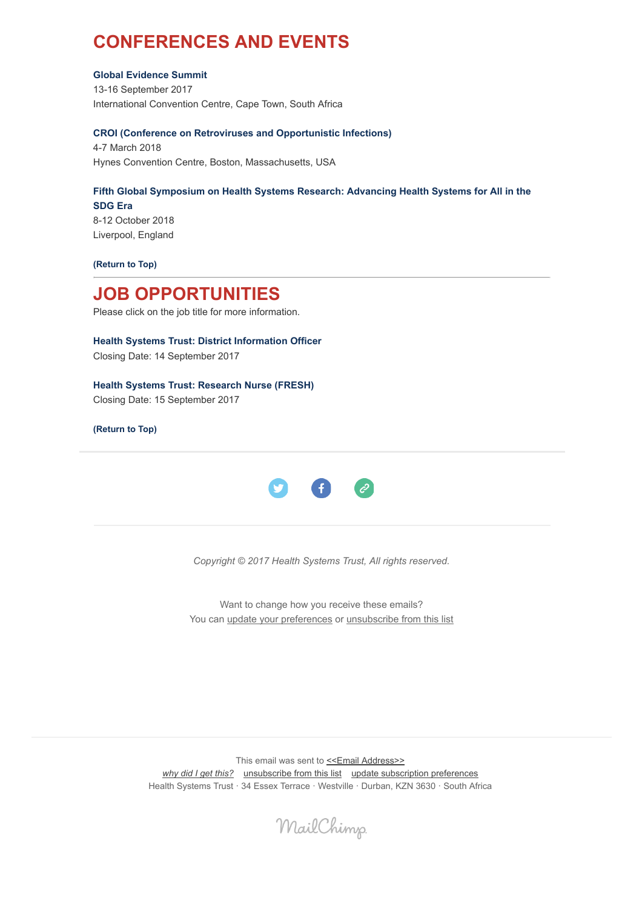# CONFERENCES AND EVENTS

**Global Evidence Summit**
13-16 September 2017
International Convention Centre, Cape Town, South Africa

**CROI (Conference on Retroviruses and Opportunistic Infections)**
4-7 March 2018
Hynes Convention Centre, Boston, Massachusetts, USA

**Fifth Global Symposium on Health Systems Research: Advancing Health Systems for All in the SDG Era**
8-12 October 2018
Liverpool, England

**(Return to Top)**

---

# JOB OPPORTUNITIES

Please click on the job title for more information.

**Health Systems Trust: District Information Officer**
Closing Date: 14 September 2017

**Health Systems Trust: Research Nurse (FRESH)**
Closing Date: 15 September 2017

**(Return to Top)**

---

*Copyright © 2017 Health Systems Trust, All rights reserved.*

Want to change how you receive these emails?
You can update your preferences or unsubscribe from this list

This email was sent to <<Email Address>>
*why did I get this?* unsubscribe from this list update subscription preferences
Health Systems Trust · 34 Essex Terrace · Westville · Durban, KZN 3630 · South Africa

MailChimp